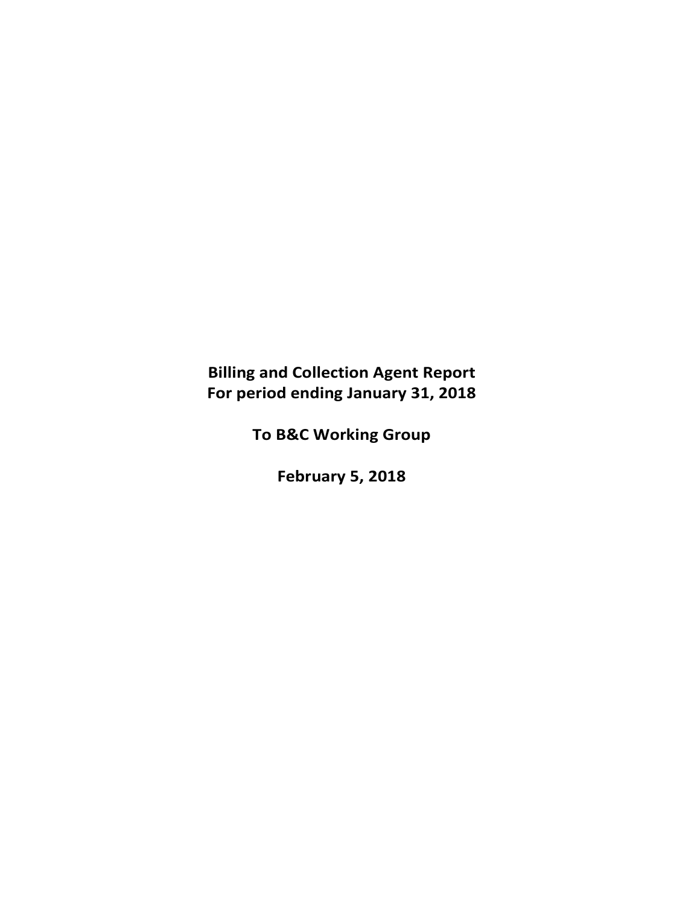**Billing and Collection Agent Report**
**For period ending January 31, 2018**

**To B&C Working Group**

**February 5, 2018**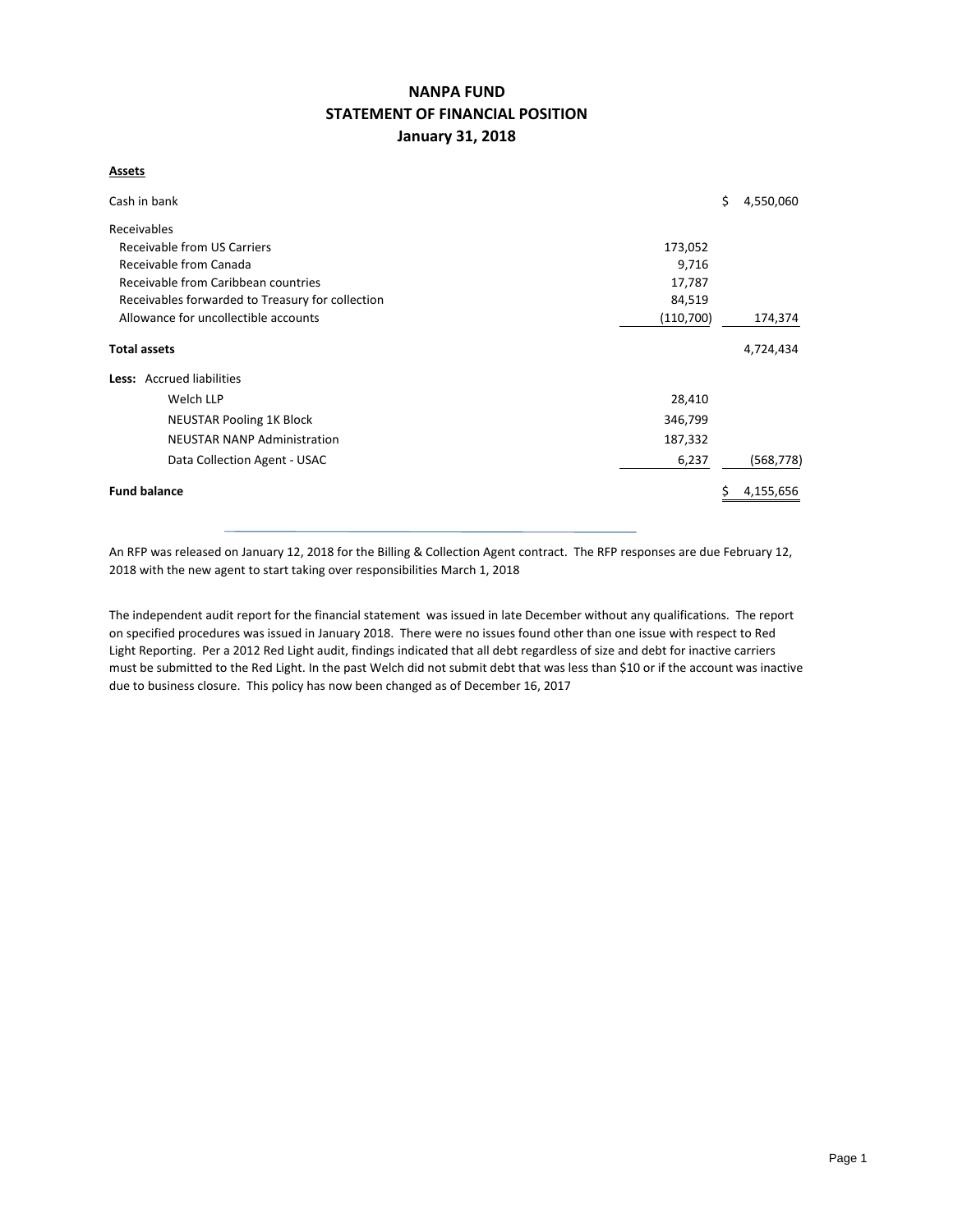# NANPA FUND

## STATEMENT OF FINANCIAL POSITION

### January 31, 2018

**Assets**

| | | |
|---|---|---|
| Cash in bank | | $ 4,550,060 |
| Receivables | | |
| Receivable from US Carriers | 173,052 | |
| Receivable from Canada | 9,716 | |
| Receivable from Caribbean countries | 17,787 | |
| Receivables forwarded to Treasury for collection | 84,519 | |
| Allowance for uncollectible accounts | (110,700) | 174,374 |
| **Total assets** | | 4,724,434 |
| **Less:** Accrued liabilities | | |
| Welch LLP | 28,410 | |
| NEUSTAR Pooling 1K Block | 346,799 | |
| NEUSTAR NANP Administration | 187,332 | |
| Data Collection Agent - USAC | 6,237 | (568,778) |
| **Fund balance** | | $ 4,155,656 |

An RFP was released on January 12, 2018 for the Billing & Collection Agent contract. The RFP responses are due February 12, 2018 with the new agent to start taking over responsibilities March 1, 2018

The independent audit report for the financial statement was issued in late December without any qualifications. The report on specified procedures was issued in January 2018. There were no issues found other than one issue with respect to Red Light Reporting. Per a 2012 Red Light audit, findings indicated that all debt regardless of size and debt for inactive carriers must be submitted to the Red Light. In the past Welch did not submit debt that was less than $10 or if the account was inactive due to business closure. This policy has now been changed as of December 16, 2017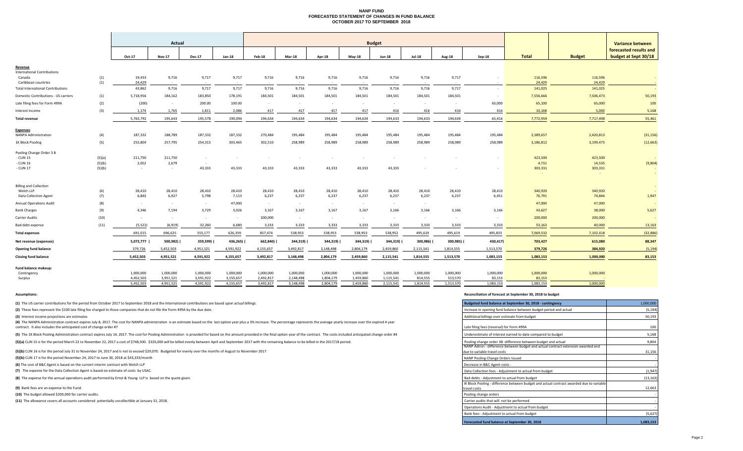# NANP FUND
## FORECASTED STATEMENT OF CHANGES IN FUND BALANCE
## OCTOBER 2017 TO SEPTEMBER 2018

| | | Actual | | | | Budget | | | | | | | | | | Variance between forecasted results and budget at Sept 30/18 |
|---|---|---|---|---|---|---|---|---|---|---|---|---|---|---|---|---|
| | | Oct-17 | Nov-17 | Dec-17 | Jan-18 | Feb-18 | Mar-18 | Apr-18 | May-18 | Jun-18 | Jul-18 | Aug-18 | Sep-18 | Total | Budget | |
| **Revenue** | | | | | | | | | | | | | | | | |
| International Contributions | | | | | | | | | | | | | | | | |
| Canada | (1) | 19,433 | 9,716 | 9,717 | 9,717 | 9,716 | 9,716 | 9,716 | 9,716 | 9,716 | 9,716 | 9,717 | - | 116,596 | 116,596 | - |
| Caribbean countries | (1) | 24,429 | - | - | - | - | - | - | - | - | - | - | - | 24,429 | 24,429 | - |
| Total International Contributions | | 43,862 | 9,716 | 9,717 | 9,717 | 9,716 | 9,716 | 9,716 | 9,716 | 9,716 | 9,716 | 9,717 | - | 141,025 | 141,025 | - |
| Domestic Contributions - US carriers | (1) | 5,718,956 | 184,162 | 183,850 | 178,191 | 184,501 | 184,501 | 184,501 | 184,501 | 184,501 | 184,501 | 184,501 | - | 7,556,666 | 7,506,473 | 50,193 |
| Late filing fees for Form 499A | (2) | (200) | - | 200.00 | 100.00 | - | - | - | - | - | - | - | 65,000 | 65,100 | 65,000 | 100 |
| Interest income | (3) | 1,174 | 1,765 | 1,811 | 2,086 | 417 | 417 | 417 | 417 | 416 | 416 | 416 | 416 | 10,168 | 5,000 | 5,168 |
| **Total revenue** | | 5,763,792 | 195,643 | 195,578 | 190,094 | 194,634 | 194,634 | 194,634 | 194,634 | 194,633 | 194,633 | 194,634 | 65,416 | 7,772,959 | 7,717,498 | 55,461 |
| **Expenses** | | | | | | | | | | | | | | | | |
| NANPA Administration | (4) | 187,332 | 188,789 | 187,332 | 187,332 | 270,484 | 195,484 | 195,484 | 195,484 | 195,484 | 195,484 | 195,484 | 195,484 | 2,389,657 | 2,420,813 | (31,156) |
| 1K Block Pooling | (5) | 255,804 | 257,795 | 254,315 | 303,465 | 302,510 | 258,989 | 258,989 | 258,989 | 258,989 | 258,989 | 258,989 | 258,989 | 3,186,812 | 3,199,475 | (12,663) |
| Pooling Change Order 3 B | | | | | | | | | | | | | | | | |
| - CLIN 15 | (5)(a) | 211,750 | 211,750 | - | - | - | - | - | - | - | - | - | - | 423,500 | 423,500 | - |
| - CLIN 16 | (5)(b) | 2,052 | 2,679 | - | | | | | | | | | | 4,731 | 14,535 | (9,804) |
| - CLIN 17 | (5)(b) | - | - | 43,333 | 43,333 | 43,333 | 43,333 | 43,333 | 43,333 | 43,333 | - | - | - | 303,331 | 303,331 | - |
| | | | | | | | | | | | | | | - | - | - |
| Billing and Collection | | | | | | | | | | | | | | | | |
| Welch LLP | (6) | 28,410 | 28,410 | 28,410 | 28,410 | 28,410 | 28,410 | 28,410 | 28,410 | 28,410 | 28,410 | 28,410 | 28,410 | 340,920 | 340,920 | - |
| Data Collection Agent | (7) | 6,843 | 6,927 | 5,798 | 7,113 | 6,237 | 6,237 | 6,237 | 6,237 | 6,237 | 6,237 | 6,237 | 6,451 | 76,791 | 74,844 | 1,947 |
| Annual Operations Audit | (8) | - | - | - | 47,000 | - | - | - | - | - | - | | | 47,000 | 47,000 | - |
| Bank Charges | (9) | 4,346 | 7,194 | 3,729 | 3,026 | 3,167 | 3,167 | 3,167 | 3,167 | 3,166 | 3,166 | 3,166 | 3,166 | 43,627 | 38,000 | 5,627 |
| Carrier Audits | (10) | - | - | - | - | 200,000 | - | - | - | - | - | - | - | 200,000 | 200,000 | - |
| Bad debt expense | (11) | (5,522) | (6,919) | 32,260 | 6,680 | 3,333 | 3,333 | 3,333 | 3,333 | 3,333 | 3,333 | 3,333 | 3,333 | 53,163 | 40,000 | 13,163 |
| **Total expenses** | | 691,015 | 696,625 | 555,177 | 626,359 | 857,474 | 538,953 | 538,953 | 538,953 | 538,952 | 495,619 | 495,619 | 495,833 | 7,069,532 | 7,102,418 | (32,886) |
| **Net revenue (expenses)** | | 5,072,777 | (500,982) | (359,599) | (436,265) | (662,840) | (344,319) | (344,319) | (344,319) | (344,319) | (300,986) | (300,985) | (430,417) | 703,427 | 615,080 | 88,347 |
| **Opening fund balance** | | 379,726 | 5,452,503 | 4,951,521 | 4,591,922 | 4,155,657 | 3,492,817 | 3,148,498 | 2,804,179 | 2,459,860 | 2,115,541 | 1,814,555 | 1,513,570 | 379,726 | 384,920 | (5,194) |
| **Closing fund balance** | | 5,452,503 | 4,951,521 | 4,591,922 | 4,155,657 | 3,492,817 | 3,148,498 | 2,804,179 | 2,459,860 | 2,115,541 | 1,814,555 | 1,513,570 | 1,083,153 | 1,083,153 | 1,000,000 | 83,153 |
| **Fund balance makeup:** | | | | | | | | | | | | | | | | |
| Contingency | | 1,000,000 | 1,000,000 | 1,000,000 | 1,000,000 | 1,000,000 | 1,000,000 | 1,000,000 | 1,000,000 | 1,000,000 | 1,000,000 | 1,000,000 | 1,000,000 | 1,000,000 | 1,000,000 | |
| Surplus | | 4,452,503 | 3,951,521 | 3,591,922 | 3,155,657 | 2,492,817 | 2,148,498 | 1,804,179 | 1,459,860 | 1,115,541 | 814,555 | 513,570 | 83,153 | 83,153 | - | |
| | | 5,452,503 | 4,951,521 | 4,591,922 | 4,155,657 | 3,492,817 | 3,148,498 | 2,804,179 | 2,459,860 | 2,115,541 | 1,814,555 | 1,513,570 | 1,083,153 | 1,083,153 | 1,000,000 | |

**Assumptions:**

**(1)** The US carrier contributions for the period from October 2017 to September 2018 and the International contributions are based upon actual billings.

**(2)** These fees represent the $100 late filing fee charged to those companies that do not file the Form 499A by the due date.

**(3)** Interest income projections are estimates

**(4)** The NANPA Administration contract expires July 8, 2017. The cost for NANPA administration is an estimate based on the last option year plus a 3% increase. The percentage represents the average yearly increase over the expired 4 year contract. It also includes the anticipated cost of change order #7

**(5)** The 1K Block Pooling Administration contract expires July 14, 2017. The cost for Pooling Administration is provided for based on the amount provided in the final option year of the contract. The costs included anticipated change order #4

**(5)(a)** CLIN 15 is for the period March 22 to November 22, 2017 a cost of $748,500. $325,000 will be billed evenly between April and September 2017 with the remaining balance to be billed in the 2017/18 period.

**(5)(b)** CLIN 16 is for the period July 31 to November 24, 2017 and is not to exceed $29,070. Budgeted for evenly over the months of August to November 2017

**(5)(b)** CLIN 17 is for the period November 24, 2017 to June 30, 2018 at $43,333/month

**(6)** The cost of B&C Agent is based on the current interim contract with Welch LLP

**(7)** The expense for the Data Collection Agent is based on estimate of costs by USAC.

**(8)** The expense for the annual operations audit performed by Ernst & Young LLP is based on the quote given.

**(9)** Bank fees are an expense to the Fund.

**(10)** The budget allowed $200,000 for carrier audits.

**(11)** The allowance covers all accounts considered potentially uncollectible at January 31, 2018.

**Reconciliation of forecast at September 30, 2018 to budget**

| | |
|---|---|
| Budgeted fund balance at September 30, 2018 - contingency | 1,000,000 |
| Increase in opening fund balance between budget period and actual | (5,194) |
| Additional billings over estimate from budget | 50,193 |
| Late filing fees (reversal) for Form 499A | 100 |
| Underestimate of interest earned to date compared to budget | 5,168 |
| Pooling change order 3B -difference between budget and actual | 9,804 |
| NANP Admin - difference between budget and actual contract extension awarded and due to variable travel costs | 31,156 |
| NANP Pooling Change Orders Issued | - |
| Decrease in B&C Agent costs - | - |
| Data Collection fees - Adjustment to actual from budget | (1,947) |
| Bad debts - Adjustment to actual from budget | (13,163) |
| IK Block Pooling - difference between budget and actual contract awarded due to variable travel costs | 12,663 |
| Pooling change orders | - |
| Carrier audits that will not be performed | - |
| Operations Audit - Adjustment to actual from budget | - |
| Bank fees - Adjustment to actual from budget | (5,627) |
| **Forecasted fund balance at September 30, 2018** | **1,083,153** |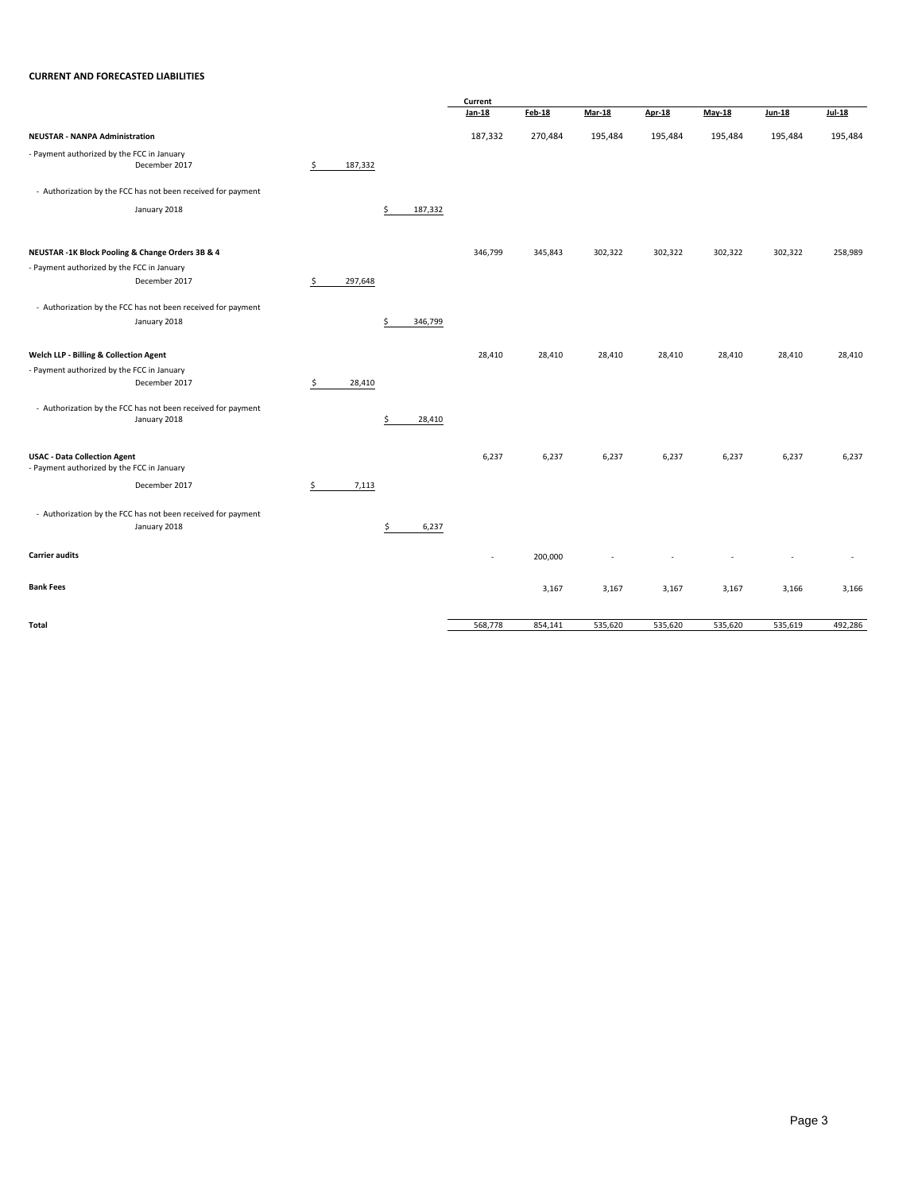**CURRENT AND FORECASTED LIABILITIES**

| | | | Current Jan-18 | Feb-18 | Mar-18 | Apr-18 | May-18 | Jun-18 | Jul-18 |
|---|---|---|---|---|---|---|---|---|---|
| **NEUSTAR - NANPA Administration** | | | 187,332 | 270,484 | 195,484 | 195,484 | 195,484 | 195,484 | 195,484 |
| - Payment authorized by the FCC in January | | | | | | | | | |
| December 2017 | $ 187,332 | | | | | | | | |
| - Authorization by the FCC has not been received for payment | | | | | | | | | |
| January 2018 | | $ 187,332 | | | | | | | |
| **NEUSTAR -1K Block Pooling & Change Orders 3B & 4** | | | 346,799 | 345,843 | 302,322 | 302,322 | 302,322 | 302,322 | 258,989 |
| - Payment authorized by the FCC in January | | | | | | | | | |
| December 2017 | $ 297,648 | | | | | | | | |
| - Authorization by the FCC has not been received for payment | | | | | | | | | |
| January 2018 | | $ 346,799 | | | | | | | |
| **Welch LLP - Billing & Collection Agent** | | | 28,410 | 28,410 | 28,410 | 28,410 | 28,410 | 28,410 | 28,410 |
| - Payment authorized by the FCC in January | | | | | | | | | |
| December 2017 | $ 28,410 | | | | | | | | |
| - Authorization by the FCC has not been received for payment | | | | | | | | | |
| January 2018 | | $ 28,410 | | | | | | | |
| **USAC - Data Collection Agent** | | | 6,237 | 6,237 | 6,237 | 6,237 | 6,237 | 6,237 | 6,237 |
| - Payment authorized by the FCC in January | | | | | | | | | |
| December 2017 | $ 7,113 | | | | | | | | |
| - Authorization by the FCC has not been received for payment | | | | | | | | | |
| January 2018 | | $ 6,237 | | | | | | | |
| **Carrier audits** | | | - | 200,000 | - | - | - | - | - |
| **Bank Fees** | | | | 3,167 | 3,167 | 3,167 | 3,167 | 3,166 | 3,166 |
| **Total** | | | 568,778 | 854,141 | 535,620 | 535,620 | 535,620 | 535,619 | 492,286 |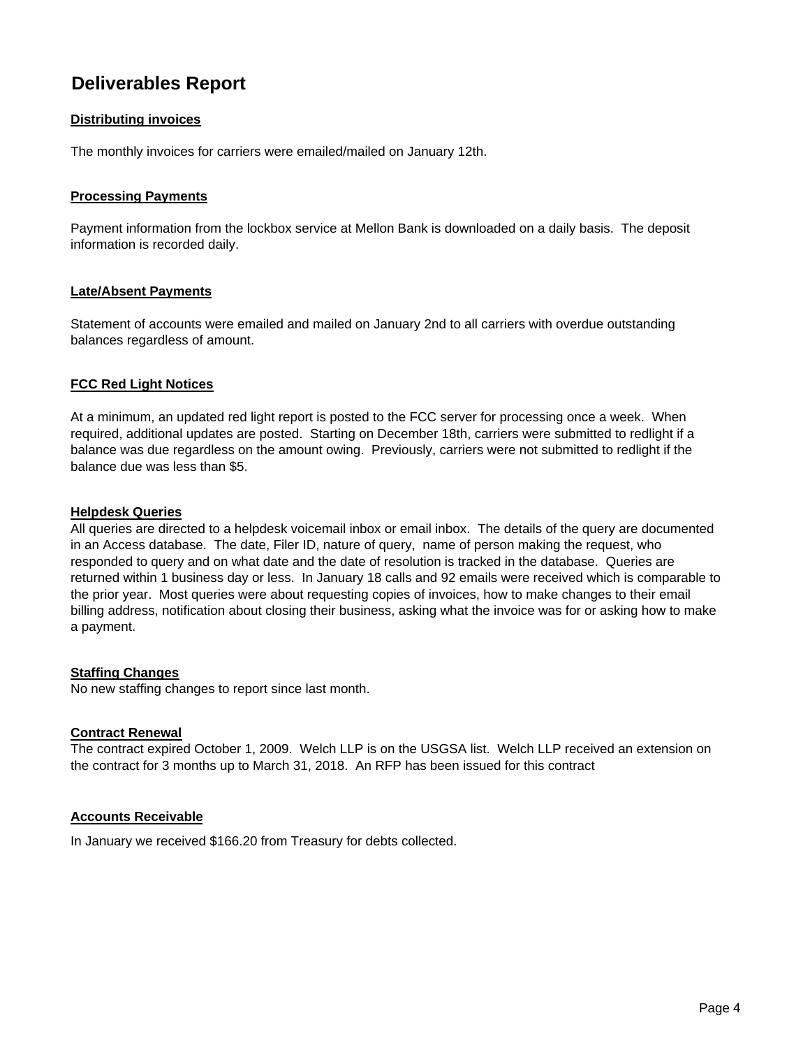# Deliverables Report

**Distributing invoices**

The monthly invoices for carriers were emailed/mailed on January 12th.

**Processing Payments**

Payment information from the lockbox service at Mellon Bank is downloaded on a daily basis. The deposit information is recorded daily.

**Late/Absent Payments**

Statement of accounts were emailed and mailed on January 2nd to all carriers with overdue outstanding balances regardless of amount.

**FCC Red Light Notices**

At a minimum, an updated red light report is posted to the FCC server for processing once a week. When required, additional updates are posted. Starting on December 18th, carriers were submitted to redlight if a balance was due regardless on the amount owing. Previously, carriers were not submitted to redlight if the balance due was less than $5.

**Helpdesk Queries**

All queries are directed to a helpdesk voicemail inbox or email inbox. The details of the query are documented in an Access database. The date, Filer ID, nature of query, name of person making the request, who responded to query and on what date and the date of resolution is tracked in the database. Queries are returned within 1 business day or less. In January 18 calls and 92 emails were received which is comparable to the prior year. Most queries were about requesting copies of invoices, how to make changes to their email billing address, notification about closing their business, asking what the invoice was for or asking how to make a payment.

**Staffing Changes**

No new staffing changes to report since last month.

**Contract Renewal**

The contract expired October 1, 2009. Welch LLP is on the USGSA list. Welch LLP received an extension on the contract for 3 months up to March 31, 2018. An RFP has been issued for this contract

**Accounts Receivable**

In January we received $166.20 from Treasury for debts collected.